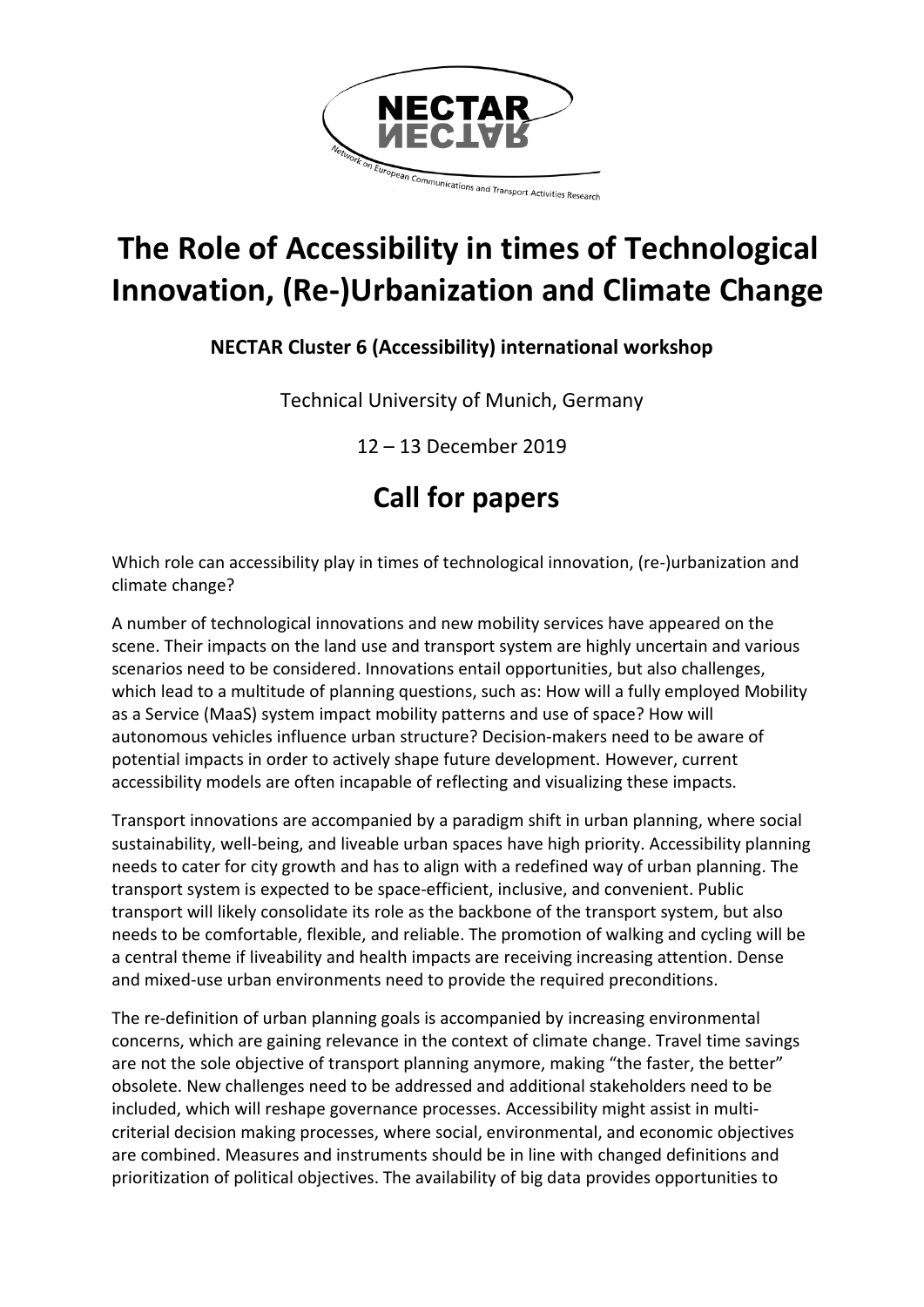# The Role of Accessibility in times of Technological Innovation, (Re-)Urbanization and Climate Change

**NECTAR Cluster 6 (Accessibility) international workshop**

Technical University of Munich, Germany

12 – 13 December 2019

## Call for papers

Which role can accessibility play in times of technological innovation, (re-)urbanization and climate change?

A number of technological innovations and new mobility services have appeared on the scene. Their impacts on the land use and transport system are highly uncertain and various scenarios need to be considered. Innovations entail opportunities, but also challenges, which lead to a multitude of planning questions, such as: How will a fully employed Mobility as a Service (MaaS) system impact mobility patterns and use of space? How will autonomous vehicles influence urban structure? Decision-makers need to be aware of potential impacts in order to actively shape future development. However, current accessibility models are often incapable of reflecting and visualizing these impacts.

Transport innovations are accompanied by a paradigm shift in urban planning, where social sustainability, well-being, and liveable urban spaces have high priority. Accessibility planning needs to cater for city growth and has to align with a redefined way of urban planning. The transport system is expected to be space-efficient, inclusive, and convenient. Public transport will likely consolidate its role as the backbone of the transport system, but also needs to be comfortable, flexible, and reliable. The promotion of walking and cycling will be a central theme if liveability and health impacts are receiving increasing attention. Dense and mixed-use urban environments need to provide the required preconditions.

The re-definition of urban planning goals is accompanied by increasing environmental concerns, which are gaining relevance in the context of climate change. Travel time savings are not the sole objective of transport planning anymore, making "the faster, the better" obsolete. New challenges need to be addressed and additional stakeholders need to be included, which will reshape governance processes. Accessibility might assist in multi-criterial decision making processes, where social, environmental, and economic objectives are combined. Measures and instruments should be in line with changed definitions and prioritization of political objectives. The availability of big data provides opportunities to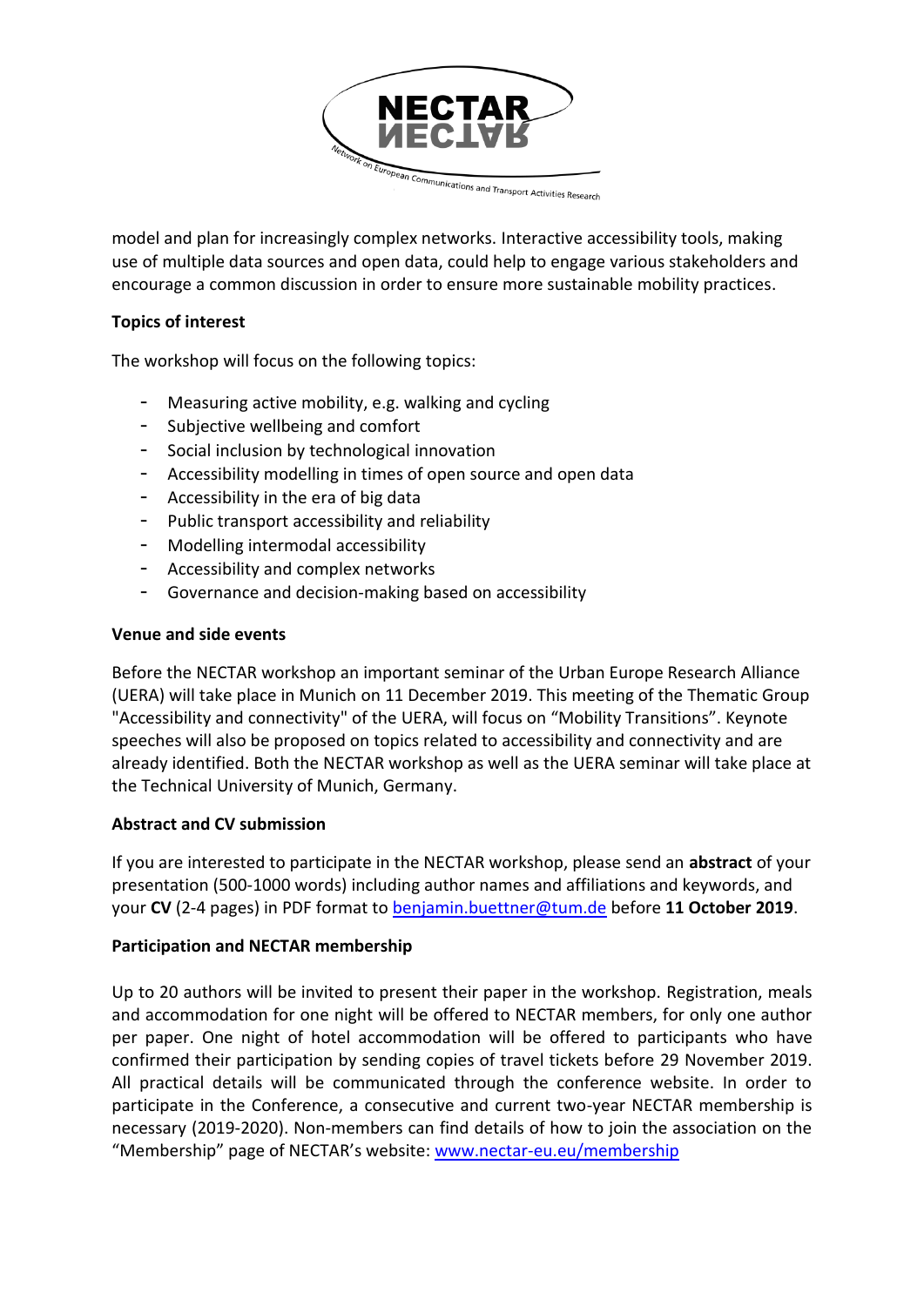model and plan for increasingly complex networks. Interactive accessibility tools, making use of multiple data sources and open data, could help to engage various stakeholders and encourage a common discussion in order to ensure more sustainable mobility practices.

**Topics of interest**

The workshop will focus on the following topics:

- Measuring active mobility, e.g. walking and cycling
- Subjective wellbeing and comfort
- Social inclusion by technological innovation
- Accessibility modelling in times of open source and open data
- Accessibility in the era of big data
- Public transport accessibility and reliability
- Modelling intermodal accessibility
- Accessibility and complex networks
- Governance and decision-making based on accessibility

**Venue and side events**

Before the NECTAR workshop an important seminar of the Urban Europe Research Alliance (UERA) will take place in Munich on 11 December 2019. This meeting of the Thematic Group "Accessibility and connectivity" of the UERA, will focus on "Mobility Transitions". Keynote speeches will also be proposed on topics related to accessibility and connectivity and are already identified. Both the NECTAR workshop as well as the UERA seminar will take place at the Technical University of Munich, Germany.

**Abstract and CV submission**

If you are interested to participate in the NECTAR workshop, please send an **abstract** of your presentation (500-1000 words) including author names and affiliations and keywords, and your **CV** (2-4 pages) in PDF format to benjamin.buettner@tum.de before **11 October 2019**.

**Participation and NECTAR membership**

Up to 20 authors will be invited to present their paper in the workshop. Registration, meals and accommodation for one night will be offered to NECTAR members, for only one author per paper. One night of hotel accommodation will be offered to participants who have confirmed their participation by sending copies of travel tickets before 29 November 2019. All practical details will be communicated through the conference website. In order to participate in the Conference, a consecutive and current two-year NECTAR membership is necessary (2019-2020). Non-members can find details of how to join the association on the "Membership" page of NECTAR's website: www.nectar-eu.eu/membership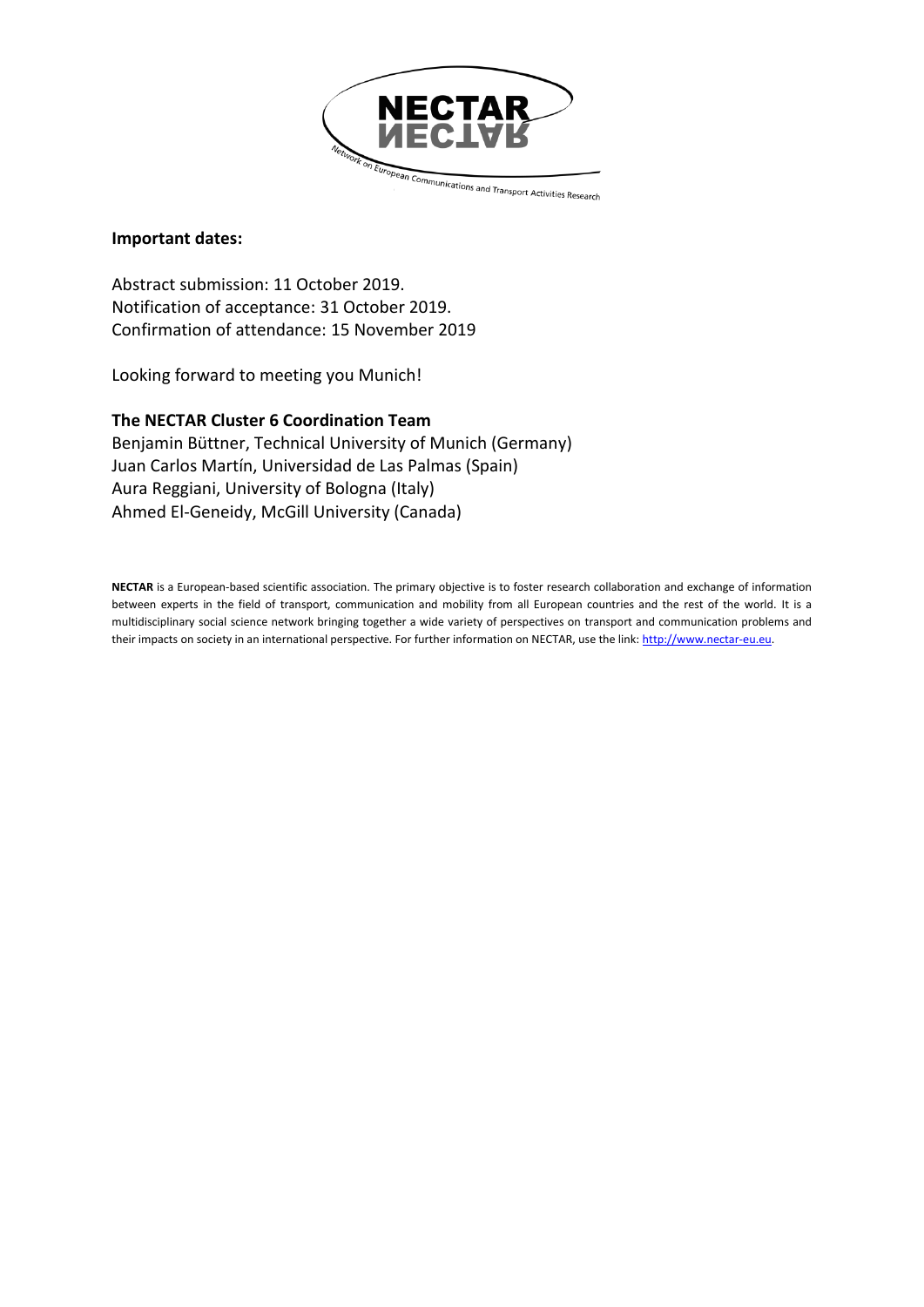**Important dates:**

Abstract submission: 11 October 2019.
Notification of acceptance: 31 October 2019.
Confirmation of attendance: 15 November 2019

Looking forward to meeting you Munich!

**The NECTAR Cluster 6 Coordination Team**
Benjamin Büttner, Technical University of Munich (Germany)
Juan Carlos Martín, Universidad de Las Palmas (Spain)
Aura Reggiani, University of Bologna (Italy)
Ahmed El-Geneidy, McGill University (Canada)

**NECTAR** is a European-based scientific association. The primary objective is to foster research collaboration and exchange of information between experts in the field of transport, communication and mobility from all European countries and the rest of the world. It is a multidisciplinary social science network bringing together a wide variety of perspectives on transport and communication problems and their impacts on society in an international perspective. For further information on NECTAR, use the link: http://www.nectar-eu.eu.